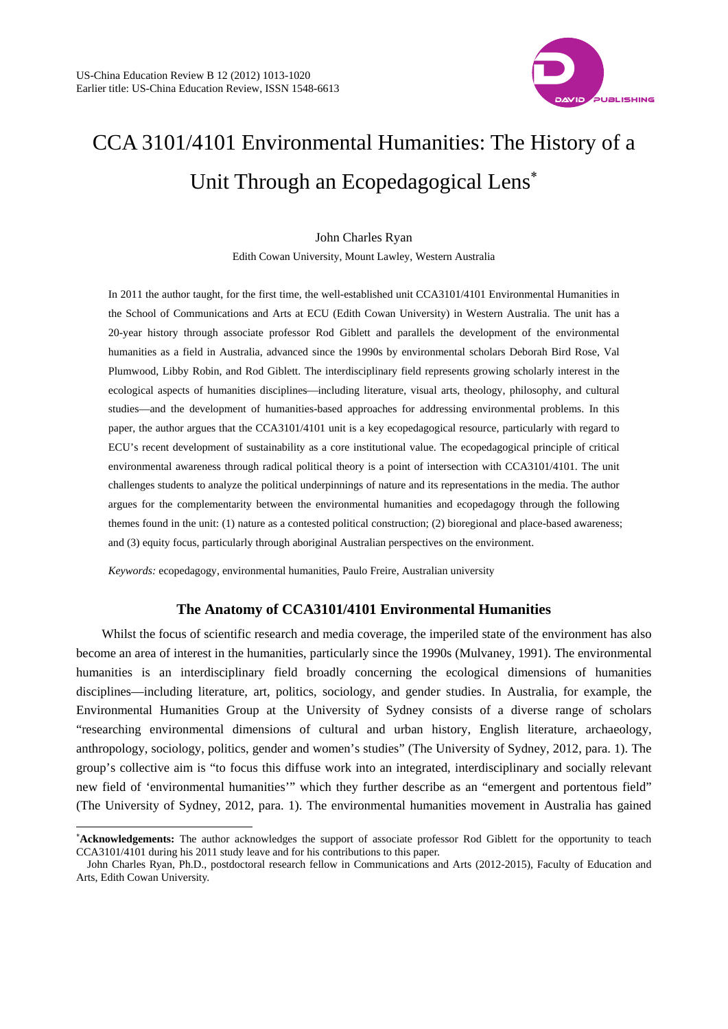# CCA 3101/4101 Environmental Humanities: The History of a Unit Through an Ecopedagogical Lens*

John Charles Ryan

Edith Cowan University, Mount Lawley, Western Australia

In 2011 the author taught, for the first time, the well-established unit CCA3101/4101 Environmental Humanities in the School of Communications and Arts at ECU (Edith Cowan University) in Western Australia. The unit has a 20-year history through associate professor Rod Giblett and parallels the development of the environmental humanities as a field in Australia, advanced since the 1990s by environmental scholars Deborah Bird Rose, Val Plumwood, Libby Robin, and Rod Giblett. The interdisciplinary field represents growing scholarly interest in the ecological aspects of humanities disciplines—including literature, visual arts, theology, philosophy, and cultural studies—and the development of humanities-based approaches for addressing environmental problems. In this paper, the author argues that the CCA3101/4101 unit is a key ecopedagogical resource, particularly with regard to ECU's recent development of sustainability as a core institutional value. The ecopedagogical principle of critical environmental awareness through radical political theory is a point of intersection with CCA3101/4101. The unit challenges students to analyze the political underpinnings of nature and its representations in the media. The author argues for the complementarity between the environmental humanities and ecopedagogy through the following themes found in the unit: (1) nature as a contested political construction; (2) bioregional and place-based awareness; and (3) equity focus, particularly through aboriginal Australian perspectives on the environment.

*Keywords:* ecopedagogy, environmental humanities, Paulo Freire, Australian university

## The Anatomy of CCA3101/4101 Environmental Humanities

Whilst the focus of scientific research and media coverage, the imperiled state of the environment has also become an area of interest in the humanities, particularly since the 1990s (Mulvaney, 1991). The environmental humanities is an interdisciplinary field broadly concerning the ecological dimensions of humanities disciplines—including literature, art, politics, sociology, and gender studies. In Australia, for example, the Environmental Humanities Group at the University of Sydney consists of a diverse range of scholars "researching environmental dimensions of cultural and urban history, English literature, archaeology, anthropology, sociology, politics, gender and women's studies" (The University of Sydney, 2012, para. 1). The group's collective aim is "to focus this diffuse work into an integrated, interdisciplinary and socially relevant new field of 'environmental humanities'" which they further describe as an "emergent and portentous field" (The University of Sydney, 2012, para. 1). The environmental humanities movement in Australia has gained

---

***Acknowledgements:*** The author acknowledges the support of associate professor Rod Giblett for the opportunity to teach CCA3101/4101 during his 2011 study leave and for his contributions to this paper.

John Charles Ryan, Ph.D., postdoctoral research fellow in Communications and Arts (2012-2015), Faculty of Education and Arts, Edith Cowan University.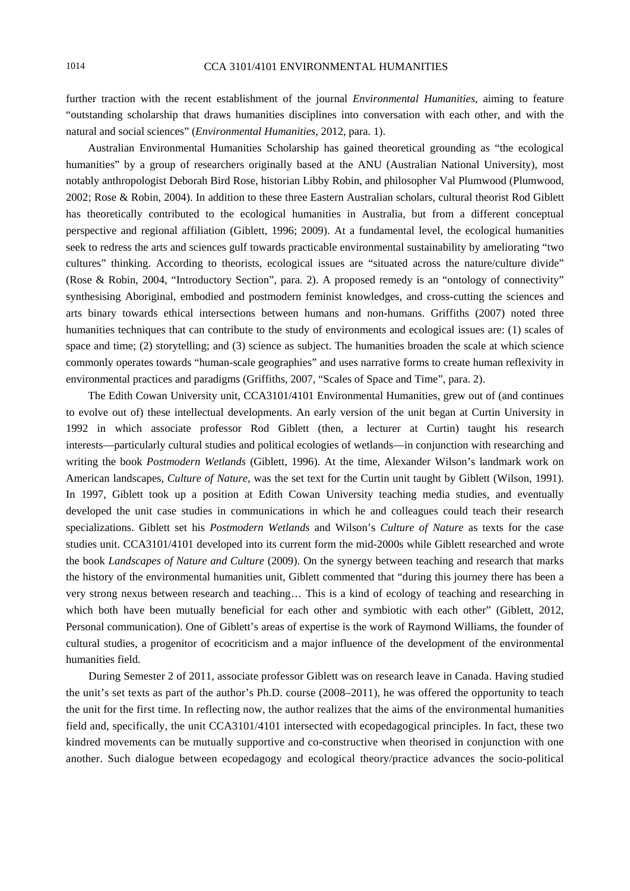further traction with the recent establishment of the journal *Environmental Humanities*, aiming to feature "outstanding scholarship that draws humanities disciplines into conversation with each other, and with the natural and social sciences" (*Environmental Humanities*, 2012, para. 1).

Australian Environmental Humanities Scholarship has gained theoretical grounding as "the ecological humanities" by a group of researchers originally based at the ANU (Australian National University), most notably anthropologist Deborah Bird Rose, historian Libby Robin, and philosopher Val Plumwood (Plumwood, 2002; Rose & Robin, 2004). In addition to these three Eastern Australian scholars, cultural theorist Rod Giblett has theoretically contributed to the ecological humanities in Australia, but from a different conceptual perspective and regional affiliation (Giblett, 1996; 2009). At a fundamental level, the ecological humanities seek to redress the arts and sciences gulf towards practicable environmental sustainability by ameliorating "two cultures" thinking. According to theorists, ecological issues are "situated across the nature/culture divide" (Rose & Robin, 2004, "Introductory Section", para. 2). A proposed remedy is an "ontology of connectivity" synthesising Aboriginal, embodied and postmodern feminist knowledges, and cross-cutting the sciences and arts binary towards ethical intersections between humans and non-humans. Griffiths (2007) noted three humanities techniques that can contribute to the study of environments and ecological issues are: (1) scales of space and time; (2) storytelling; and (3) science as subject. The humanities broaden the scale at which science commonly operates towards "human-scale geographies" and uses narrative forms to create human reflexivity in environmental practices and paradigms (Griffiths, 2007, "Scales of Space and Time", para. 2).

The Edith Cowan University unit, CCA3101/4101 Environmental Humanities, grew out of (and continues to evolve out of) these intellectual developments. An early version of the unit began at Curtin University in 1992 in which associate professor Rod Giblett (then, a lecturer at Curtin) taught his research interests—particularly cultural studies and political ecologies of wetlands—in conjunction with researching and writing the book *Postmodern Wetlands* (Giblett, 1996). At the time, Alexander Wilson's landmark work on American landscapes, *Culture of Nature*, was the set text for the Curtin unit taught by Giblett (Wilson, 1991). In 1997, Giblett took up a position at Edith Cowan University teaching media studies, and eventually developed the unit case studies in communications in which he and colleagues could teach their research specializations. Giblett set his *Postmodern Wetlands* and Wilson's *Culture of Nature* as texts for the case studies unit. CCA3101/4101 developed into its current form the mid-2000s while Giblett researched and wrote the book *Landscapes of Nature and Culture* (2009). On the synergy between teaching and research that marks the history of the environmental humanities unit, Giblett commented that "during this journey there has been a very strong nexus between research and teaching… This is a kind of ecology of teaching and researching in which both have been mutually beneficial for each other and symbiotic with each other" (Giblett, 2012, Personal communication). One of Giblett's areas of expertise is the work of Raymond Williams, the founder of cultural studies, a progenitor of ecocriticism and a major influence of the development of the environmental humanities field.

During Semester 2 of 2011, associate professor Giblett was on research leave in Canada. Having studied the unit's set texts as part of the author's Ph.D. course (2008–2011), he was offered the opportunity to teach the unit for the first time. In reflecting now, the author realizes that the aims of the environmental humanities field and, specifically, the unit CCA3101/4101 intersected with ecopedagogical principles. In fact, these two kindred movements can be mutually supportive and co-constructive when theorised in conjunction with one another. Such dialogue between ecopedagogy and ecological theory/practice advances the socio-political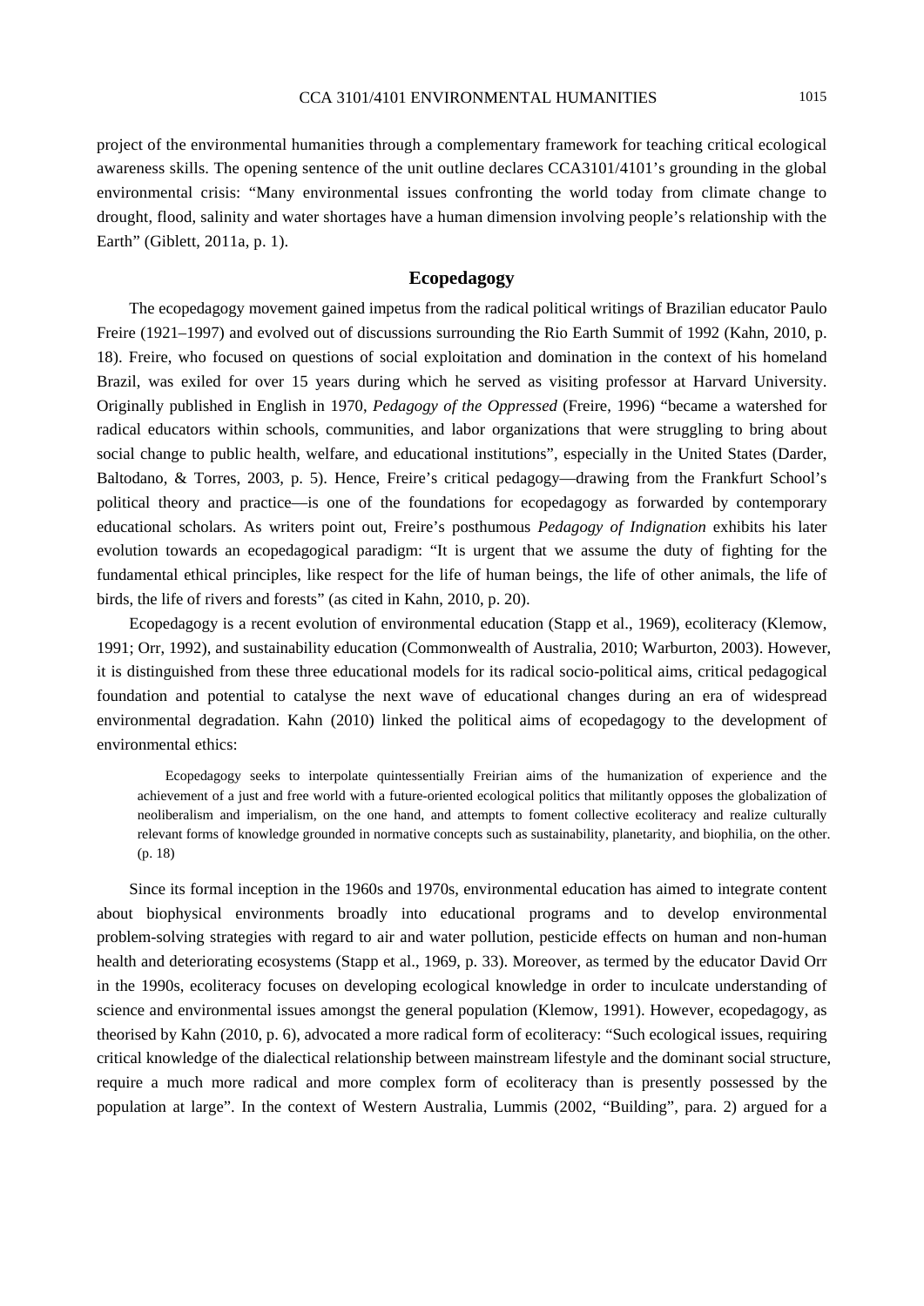project of the environmental humanities through a complementary framework for teaching critical ecological awareness skills. The opening sentence of the unit outline declares CCA3101/4101's grounding in the global environmental crisis: "Many environmental issues confronting the world today from climate change to drought, flood, salinity and water shortages have a human dimension involving people's relationship with the Earth" (Giblett, 2011a, p. 1).

## Ecopedagogy

The ecopedagogy movement gained impetus from the radical political writings of Brazilian educator Paulo Freire (1921–1997) and evolved out of discussions surrounding the Rio Earth Summit of 1992 (Kahn, 2010, p. 18). Freire, who focused on questions of social exploitation and domination in the context of his homeland Brazil, was exiled for over 15 years during which he served as visiting professor at Harvard University. Originally published in English in 1970, *Pedagogy of the Oppressed* (Freire, 1996) "became a watershed for radical educators within schools, communities, and labor organizations that were struggling to bring about social change to public health, welfare, and educational institutions", especially in the United States (Darder, Baltodano, & Torres, 2003, p. 5). Hence, Freire's critical pedagogy—drawing from the Frankfurt School's political theory and practice—is one of the foundations for ecopedagogy as forwarded by contemporary educational scholars. As writers point out, Freire's posthumous *Pedagogy of Indignation* exhibits his later evolution towards an ecopedagogical paradigm: "It is urgent that we assume the duty of fighting for the fundamental ethical principles, like respect for the life of human beings, the life of other animals, the life of birds, the life of rivers and forests" (as cited in Kahn, 2010, p. 20).

Ecopedagogy is a recent evolution of environmental education (Stapp et al., 1969), ecoliteracy (Klemow, 1991; Orr, 1992), and sustainability education (Commonwealth of Australia, 2010; Warburton, 2003). However, it is distinguished from these three educational models for its radical socio-political aims, critical pedagogical foundation and potential to catalyse the next wave of educational changes during an era of widespread environmental degradation. Kahn (2010) linked the political aims of ecopedagogy to the development of environmental ethics:

> Ecopedagogy seeks to interpolate quintessentially Freirian aims of the humanization of experience and the achievement of a just and free world with a future-oriented ecological politics that militantly opposes the globalization of neoliberalism and imperialism, on the one hand, and attempts to foment collective ecoliteracy and realize culturally relevant forms of knowledge grounded in normative concepts such as sustainability, planetarity, and biophilia, on the other. (p. 18)

Since its formal inception in the 1960s and 1970s, environmental education has aimed to integrate content about biophysical environments broadly into educational programs and to develop environmental problem-solving strategies with regard to air and water pollution, pesticide effects on human and non-human health and deteriorating ecosystems (Stapp et al., 1969, p. 33). Moreover, as termed by the educator David Orr in the 1990s, ecoliteracy focuses on developing ecological knowledge in order to inculcate understanding of science and environmental issues amongst the general population (Klemow, 1991). However, ecopedagogy, as theorised by Kahn (2010, p. 6), advocated a more radical form of ecoliteracy: "Such ecological issues, requiring critical knowledge of the dialectical relationship between mainstream lifestyle and the dominant social structure, require a much more radical and more complex form of ecoliteracy than is presently possessed by the population at large". In the context of Western Australia, Lummis (2002, "Building", para. 2) argued for a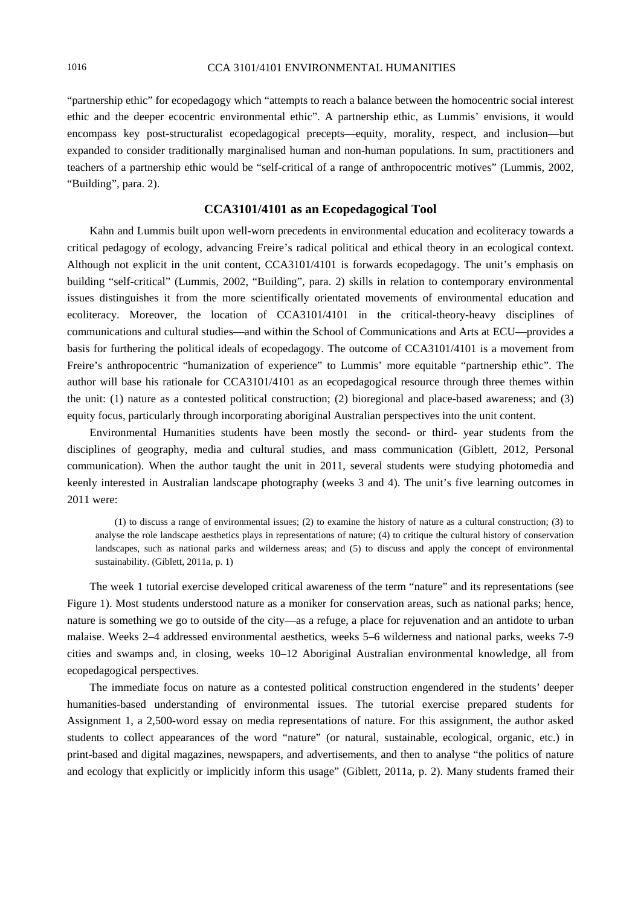"partnership ethic" for ecopedagogy which "attempts to reach a balance between the homocentric social interest ethic and the deeper ecocentric environmental ethic". A partnership ethic, as Lummis' envisions, it would encompass key post-structuralist ecopedagogical precepts—equity, morality, respect, and inclusion—but expanded to consider traditionally marginalised human and non-human populations. In sum, practitioners and teachers of a partnership ethic would be "self-critical of a range of anthropocentric motives" (Lummis, 2002, "Building", para. 2).

## CCA3101/4101 as an Ecopedagogical Tool

Kahn and Lummis built upon well-worn precedents in environmental education and ecoliteracy towards a critical pedagogy of ecology, advancing Freire's radical political and ethical theory in an ecological context. Although not explicit in the unit content, CCA3101/4101 is forwards ecopedagogy. The unit's emphasis on building "self-critical" (Lummis, 2002, "Building", para. 2) skills in relation to contemporary environmental issues distinguishes it from the more scientifically orientated movements of environmental education and ecoliteracy. Moreover, the location of CCA3101/4101 in the critical-theory-heavy disciplines of communications and cultural studies—and within the School of Communications and Arts at ECU—provides a basis for furthering the political ideals of ecopedagogy. The outcome of CCA3101/4101 is a movement from Freire's anthropocentric "humanization of experience" to Lummis' more equitable "partnership ethic". The author will base his rationale for CCA3101/4101 as an ecopedagogical resource through three themes within the unit: (1) nature as a contested political construction; (2) bioregional and place-based awareness; and (3) equity focus, particularly through incorporating aboriginal Australian perspectives into the unit content.

Environmental Humanities students have been mostly the second- or third- year students from the disciplines of geography, media and cultural studies, and mass communication (Giblett, 2012, Personal communication). When the author taught the unit in 2011, several students were studying photomedia and keenly interested in Australian landscape photography (weeks 3 and 4). The unit's five learning outcomes in 2011 were:

> (1) to discuss a range of environmental issues; (2) to examine the history of nature as a cultural construction; (3) to analyse the role landscape aesthetics plays in representations of nature; (4) to critique the cultural history of conservation landscapes, such as national parks and wilderness areas; and (5) to discuss and apply the concept of environmental sustainability. (Giblett, 2011a, p. 1)

The week 1 tutorial exercise developed critical awareness of the term "nature" and its representations (see Figure 1). Most students understood nature as a moniker for conservation areas, such as national parks; hence, nature is something we go to outside of the city—as a refuge, a place for rejuvenation and an antidote to urban malaise. Weeks 2–4 addressed environmental aesthetics, weeks 5–6 wilderness and national parks, weeks 7-9 cities and swamps and, in closing, weeks 10–12 Aboriginal Australian environmental knowledge, all from ecopedagogical perspectives.

The immediate focus on nature as a contested political construction engendered in the students' deeper humanities-based understanding of environmental issues. The tutorial exercise prepared students for Assignment 1, a 2,500-word essay on media representations of nature. For this assignment, the author asked students to collect appearances of the word "nature" (or natural, sustainable, ecological, organic, etc.) in print-based and digital magazines, newspapers, and advertisements, and then to analyse "the politics of nature and ecology that explicitly or implicitly inform this usage" (Giblett, 2011a, p. 2). Many students framed their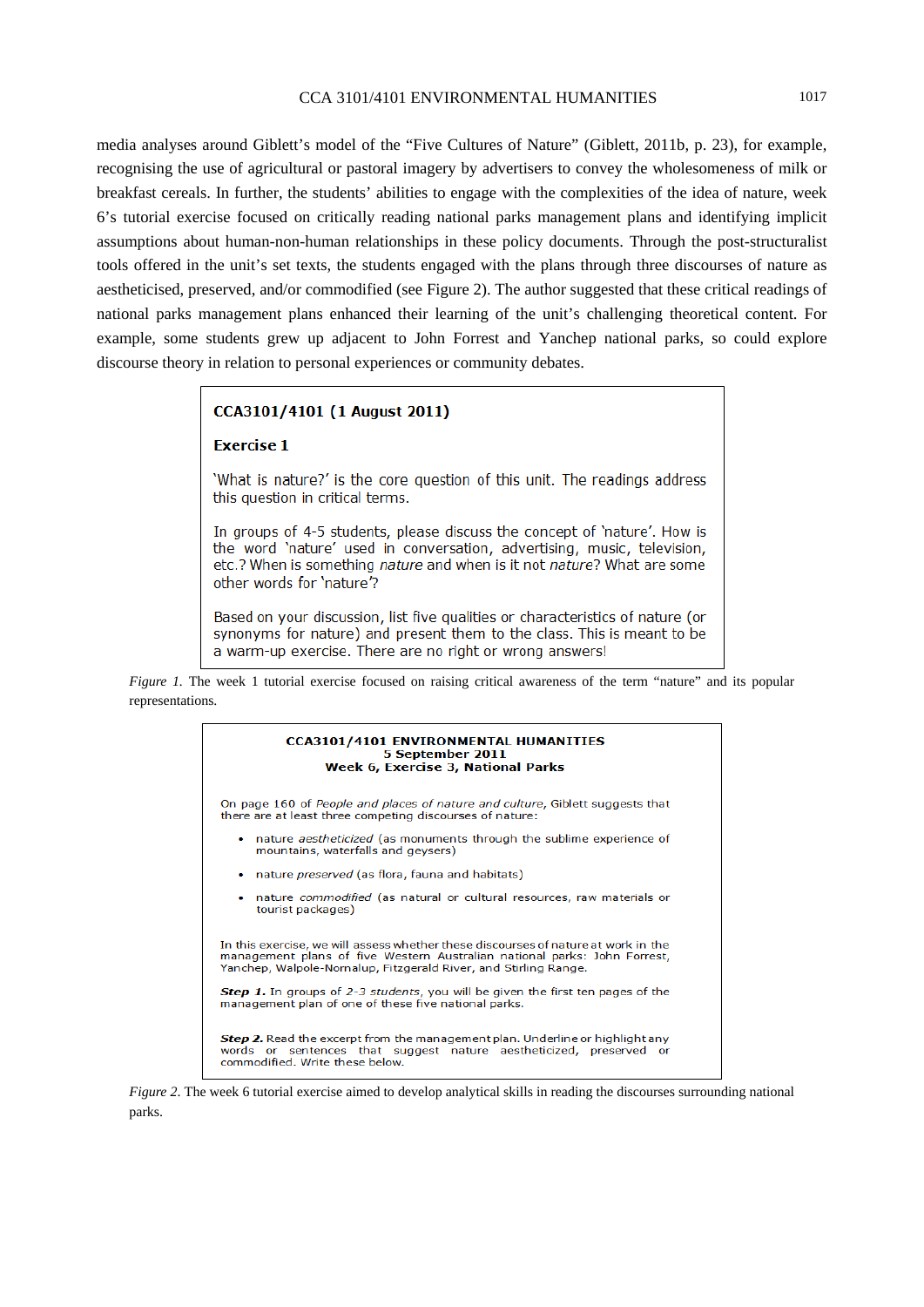media analyses around Giblett's model of the "Five Cultures of Nature" (Giblett, 2011b, p. 23), for example, recognising the use of agricultural or pastoral imagery by advertisers to convey the wholesomeness of milk or breakfast cereals. In further, the students' abilities to engage with the complexities of the idea of nature, week 6's tutorial exercise focused on critically reading national parks management plans and identifying implicit assumptions about human-non-human relationships in these policy documents. Through the post-structuralist tools offered in the unit's set texts, the students engaged with the plans through three discourses of nature as aestheticised, preserved, and/or commodified (see Figure 2). The author suggested that these critical readings of national parks management plans enhanced their learning of the unit's challenging theoretical content. For example, some students grew up adjacent to John Forrest and Yanchep national parks, so could explore discourse theory in relation to personal experiences or community debates.

**CCA3101/4101 (1 August 2011)**

**Exercise 1**

'What is nature?' is the core question of this unit. The readings address this question in critical terms.

In groups of 4-5 students, please discuss the concept of 'nature'. How is the word 'nature' used in conversation, advertising, music, television, etc.? When is something *nature* and when is it not *nature*? What are some other words for 'nature'?

Based on your discussion, list five qualities or characteristics of nature (or synonyms for nature) and present them to the class. This is meant to be a warm-up exercise. There are no right or wrong answers!

*Figure 1.* The week 1 tutorial exercise focused on raising critical awareness of the term "nature" and its popular representations.

**CCA3101/4101 ENVIRONMENTAL HUMANITIES**
**5 September 2011**
**Week 6, Exercise 3, National Parks**

On page 160 of *People and places of nature and culture*, Giblett suggests that there are at least three competing discourses of nature:

- nature *aestheticized* (as monuments through the sublime experience of mountains, waterfalls and geysers)
- nature *preserved* (as flora, fauna and habitats)
- nature *commodified* (as natural or cultural resources, raw materials or tourist packages)

In this exercise, we will assess whether these discourses of nature at work in the management plans of five Western Australian national parks: John Forrest, Yanchep, Walpole-Nornalup, Fitzgerald River, and Stirling Range.

***Step 1.*** In groups of *2-3 students*, you will be given the first ten pages of the management plan of one of these five national parks.

***Step 2.*** Read the excerpt from the management plan. Underline or highlight any words or sentences that suggest nature aestheticized, preserved or commodified. Write these below.

*Figure 2.* The week 6 tutorial exercise aimed to develop analytical skills in reading the discourses surrounding national parks.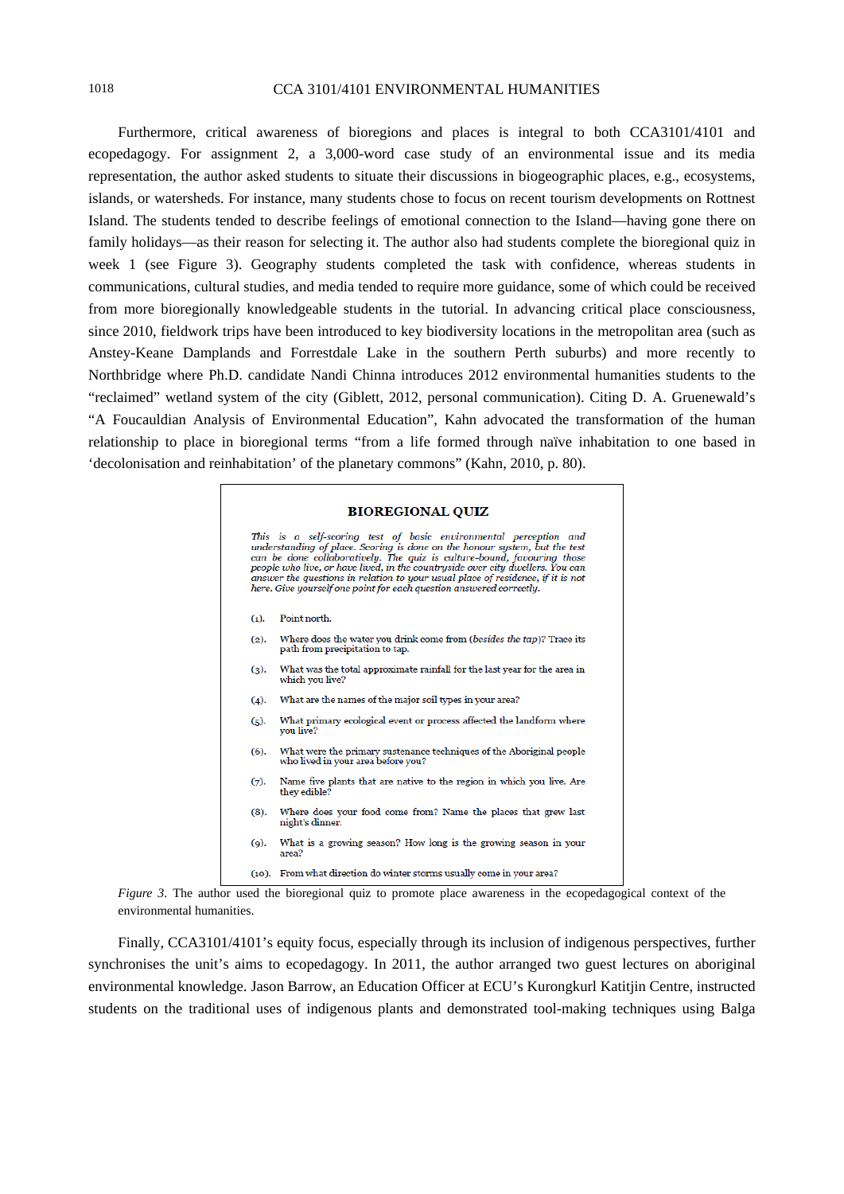Furthermore, critical awareness of bioregions and places is integral to both CCA3101/4101 and ecopedagogy. For assignment 2, a 3,000-word case study of an environmental issue and its media representation, the author asked students to situate their discussions in biogeographic places, e.g., ecosystems, islands, or watersheds. For instance, many students chose to focus on recent tourism developments on Rottnest Island. The students tended to describe feelings of emotional connection to the Island—having gone there on family holidays—as their reason for selecting it. The author also had students complete the bioregional quiz in week 1 (see Figure 3). Geography students completed the task with confidence, whereas students in communications, cultural studies, and media tended to require more guidance, some of which could be received from more bioregionally knowledgeable students in the tutorial. In advancing critical place consciousness, since 2010, fieldwork trips have been introduced to key biodiversity locations in the metropolitan area (such as Anstey-Keane Damplands and Forrestdale Lake in the southern Perth suburbs) and more recently to Northbridge where Ph.D. candidate Nandi Chinna introduces 2012 environmental humanities students to the "reclaimed" wetland system of the city (Giblett, 2012, personal communication). Citing D. A. Gruenewald's "A Foucauldian Analysis of Environmental Education", Kahn advocated the transformation of the human relationship to place in bioregional terms "from a life formed through naïve inhabitation to one based in 'decolonisation and reinhabitation' of the planetary commons" (Kahn, 2010, p. 80).

**BIOREGIONAL QUIZ**

*This is a self-scoring test of basic environmental perception and understanding of place. Scoring is done on the honour system, but the test can be done collaboratively. The quiz is culture-bound, favouring those people who live, or have lived, in the countryside over city dwellers. You can answer the questions in relation to your usual place of residence, if it is not here. Give yourself one point for each question answered correctly.*

(1). Point north.

(2). Where does the water you drink come from (*besides the tap*)? Trace its path from precipitation to tap.

(3). What was the total approximate rainfall for the last year for the area in which you live?

(4). What are the names of the major soil types in your area?

(5). What primary ecological event or process affected the landform where you live?

(6). What were the primary sustenance techniques of the Aboriginal people who lived in your area before you?

(7). Name five plants that are native to the region in which you live. Are they edible?

(8). Where does your food come from? Name the places that grew last night's dinner.

(9). What is a growing season? How long is the growing season in your area?

(10). From what direction do winter storms usually come in your area?

*Figure 3*. The author used the bioregional quiz to promote place awareness in the ecopedagogical context of the environmental humanities.

Finally, CCA3101/4101's equity focus, especially through its inclusion of indigenous perspectives, further synchronises the unit's aims to ecopedagogy. In 2011, the author arranged two guest lectures on aboriginal environmental knowledge. Jason Barrow, an Education Officer at ECU's Kurongkurl Katitjin Centre, instructed students on the traditional uses of indigenous plants and demonstrated tool-making techniques using Balga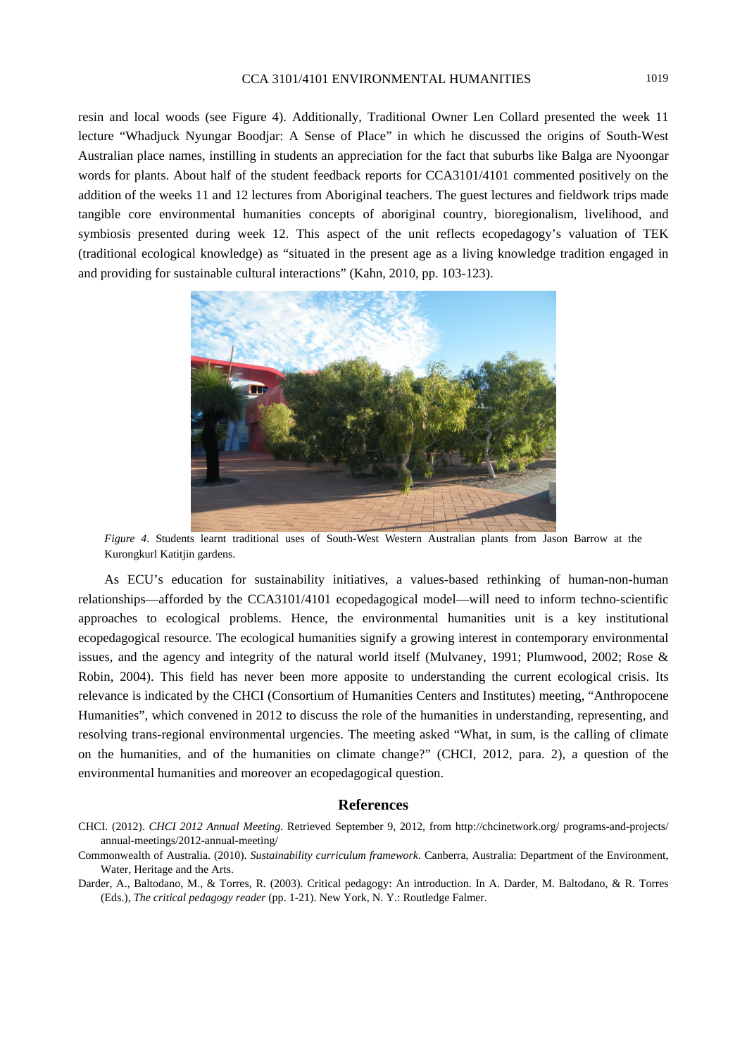resin and local woods (see Figure 4). Additionally, Traditional Owner Len Collard presented the week 11 lecture "Whadjuck Nyungar Boodjar: A Sense of Place" in which he discussed the origins of South-West Australian place names, instilling in students an appreciation for the fact that suburbs like Balga are Nyoongar words for plants. About half of the student feedback reports for CCA3101/4101 commented positively on the addition of the weeks 11 and 12 lectures from Aboriginal teachers. The guest lectures and fieldwork trips made tangible core environmental humanities concepts of aboriginal country, bioregionalism, livelihood, and symbiosis presented during week 12. This aspect of the unit reflects ecopedagogy's valuation of TEK (traditional ecological knowledge) as "situated in the present age as a living knowledge tradition engaged in and providing for sustainable cultural interactions" (Kahn, 2010, pp. 103-123).

*Figure 4*. Students learnt traditional uses of South-West Western Australian plants from Jason Barrow at the Kurongkurl Katitjin gardens.

As ECU's education for sustainability initiatives, a values-based rethinking of human-non-human relationships—afforded by the CCA3101/4101 ecopedagogical model—will need to inform techno-scientific approaches to ecological problems. Hence, the environmental humanities unit is a key institutional ecopedagogical resource. The ecological humanities signify a growing interest in contemporary environmental issues, and the agency and integrity of the natural world itself (Mulvaney, 1991; Plumwood, 2002; Rose & Robin, 2004). This field has never been more apposite to understanding the current ecological crisis. Its relevance is indicated by the CHCI (Consortium of Humanities Centers and Institutes) meeting, "Anthropocene Humanities", which convened in 2012 to discuss the role of the humanities in understanding, representing, and resolving trans-regional environmental urgencies. The meeting asked "What, in sum, is the calling of climate on the humanities, and of the humanities on climate change?" (CHCI, 2012, para. 2), a question of the environmental humanities and moreover an ecopedagogical question.

## References

CHCI. (2012). *CHCI 2012 Annual Meeting*. Retrieved September 9, 2012, from http://chcinetwork.org/ programs-and-projects/ annual-meetings/2012-annual-meeting/

Commonwealth of Australia. (2010). *Sustainability curriculum framework*. Canberra, Australia: Department of the Environment, Water, Heritage and the Arts.

Darder, A., Baltodano, M., & Torres, R. (2003). Critical pedagogy: An introduction. In A. Darder, M. Baltodano, & R. Torres (Eds.), *The critical pedagogy reader* (pp. 1-21). New York, N. Y.: Routledge Falmer.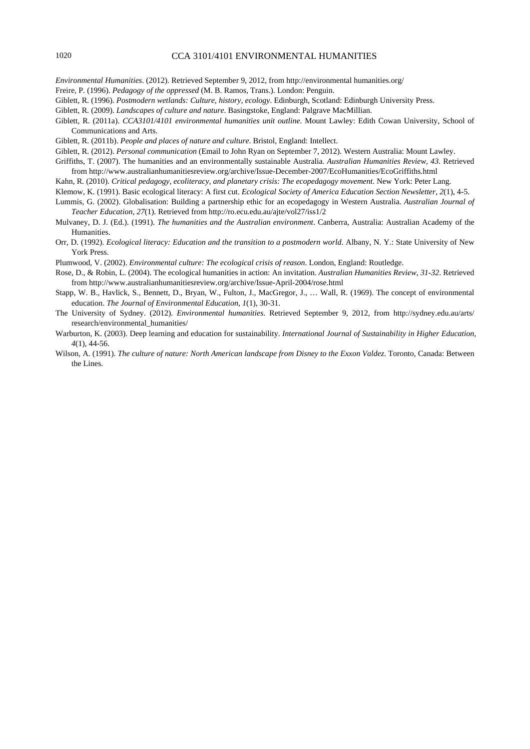*Environmental Humanities*. (2012). Retrieved September 9, 2012, from http://environmental humanities.org/

Freire, P. (1996). *Pedagogy of the oppressed* (M. B. Ramos, Trans.). London: Penguin.

Giblett, R. (1996). *Postmodern wetlands: Culture, history, ecology*. Edinburgh, Scotland: Edinburgh University Press.

Giblett, R. (2009). *Landscapes of culture and nature*. Basingstoke, England: Palgrave MacMillian.

Giblett, R. (2011a). *CCA3101/4101 environmental humanities unit outline*. Mount Lawley: Edith Cowan University, School of Communications and Arts.

Giblett, R. (2011b). *People and places of nature and culture*. Bristol, England: Intellect.

Giblett, R. (2012). *Personal communication* (Email to John Ryan on September 7, 2012). Western Australia: Mount Lawley.

Griffiths, T. (2007). The humanities and an environmentally sustainable Australia. *Australian Humanities Review, 43*. Retrieved from http://www.australianhumanitiesreview.org/archive/Issue-December-2007/EcoHumanities/EcoGriffiths.html

Kahn, R. (2010). *Critical pedagogy, ecoliteracy, and planetary crisis: The ecopedagogy movement*. New York: Peter Lang.

Klemow, K. (1991). Basic ecological literacy: A first cut. *Ecological Society of America Education Section Newsletter, 2*(1), 4-5.

Lummis, G. (2002). Globalisation: Building a partnership ethic for an ecopedagogy in Western Australia. *Australian Journal of Teacher Education, 27*(1). Retrieved from http://ro.ecu.edu.au/ajte/vol27/iss1/2

Mulvaney, D. J. (Ed.). (1991). *The humanities and the Australian environment*. Canberra, Australia: Australian Academy of the Humanities.

Orr, D. (1992). *Ecological literacy: Education and the transition to a postmodern world*. Albany, N. Y.: State University of New York Press.

Plumwood, V. (2002). *Environmental culture: The ecological crisis of reason*. London, England: Routledge.

Rose, D., & Robin, L. (2004). The ecological humanities in action: An invitation. *Australian Humanities Review, 31-32*. Retrieved from http://www.australianhumanitiesreview.org/archive/Issue-April-2004/rose.html

Stapp, W. B., Havlick, S., Bennett, D., Bryan, W., Fulton, J., MacGregor, J., … Wall, R. (1969). The concept of environmental education. *The Journal of Environmental Education, 1*(1), 30-31.

The University of Sydney. (2012). *Environmental humanities*. Retrieved September 9, 2012, from http://sydney.edu.au/arts/research/environmental_humanities/

Warburton, K. (2003). Deep learning and education for sustainability. *International Journal of Sustainability in Higher Education, 4*(1), 44-56.

Wilson, A. (1991). *The culture of nature: North American landscape from Disney to the Exxon Valdez*. Toronto, Canada: Between the Lines.